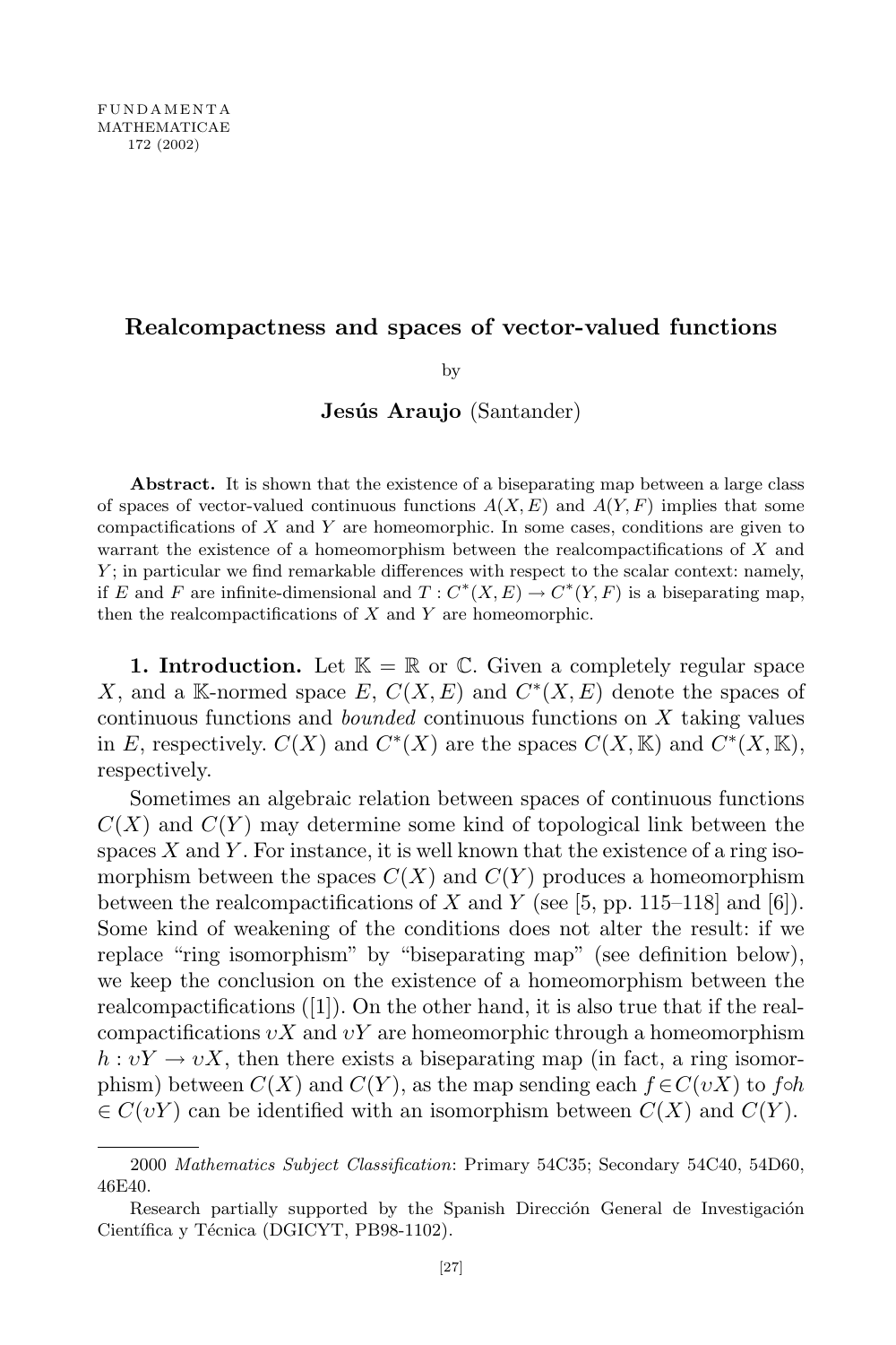# Realcompactness and spaces of vector-valued functions

by

**Jesús Araujo** (Santander)

**Abstract.** It is shown that the existence of a biseparating map between a large class of spaces of vector-valued continuous functions $A(X,E)$ and $A(Y,F)$ implies that some compactifications of $X$ and $Y$ are homeomorphic. In some cases, conditions are given to warrant the existence of a homeomorphism between the realcompactifications of $X$ and $Y$; in particular we find remarkable differences with respect to the scalar context: namely, if $E$ and $F$ are infinite-dimensional and $T: C^*(X,E) \to C^*(Y,F)$ is a biseparating map, then the realcompactifications of $X$ and $Y$ are homeomorphic.

**1. Introduction.** Let $\mathbb{K} = \mathbb{R}$ or $\mathbb{C}$. Given a completely regular space $X$, and a $\mathbb{K}$-normed space $E$, $C(X,E)$ and $C^*(X,E)$ denote the spaces of continuous functions and *bounded* continuous functions on $X$ taking values in $E$, respectively. $C(X)$ and $C^*(X)$ are the spaces $C(X,\mathbb{K})$ and $C^*(X,\mathbb{K})$, respectively.

Sometimes an algebraic relation between spaces of continuous functions $C(X)$ and $C(Y)$ may determine some kind of topological link between the spaces $X$ and $Y$. For instance, it is well known that the existence of a ring isomorphism between the spaces $C(X)$ and $C(Y)$ produces a homeomorphism between the realcompactifications of $X$ and $Y$ (see [5, pp. 115–118] and [6]). Some kind of weakening of the conditions does not alter the result: if we replace "ring isomorphism" by "biseparating map" (see definition below), we keep the conclusion on the existence of a homeomorphism between the realcompactifications ([1]). On the other hand, it is also true that if the realcompactifications $\upsilon X$ and $\upsilon Y$ are homeomorphic through a homeomorphism $h: \upsilon Y \to \upsilon X$, then there exists a biseparating map (in fact, a ring isomorphism) between $C(X)$ and $C(Y)$, as the map sending each $f \in C(\upsilon X)$ to $f \circ h \in C(\upsilon Y)$ can be identified with an isomorphism between $C(X)$ and $C(Y)$.

2000 *Mathematics Subject Classification*: Primary 54C35; Secondary 54C40, 54D60, 46E40.

Research partially supported by the Spanish Dirección General de Investigación Científica y Técnica (DGICYT, PB98-1102).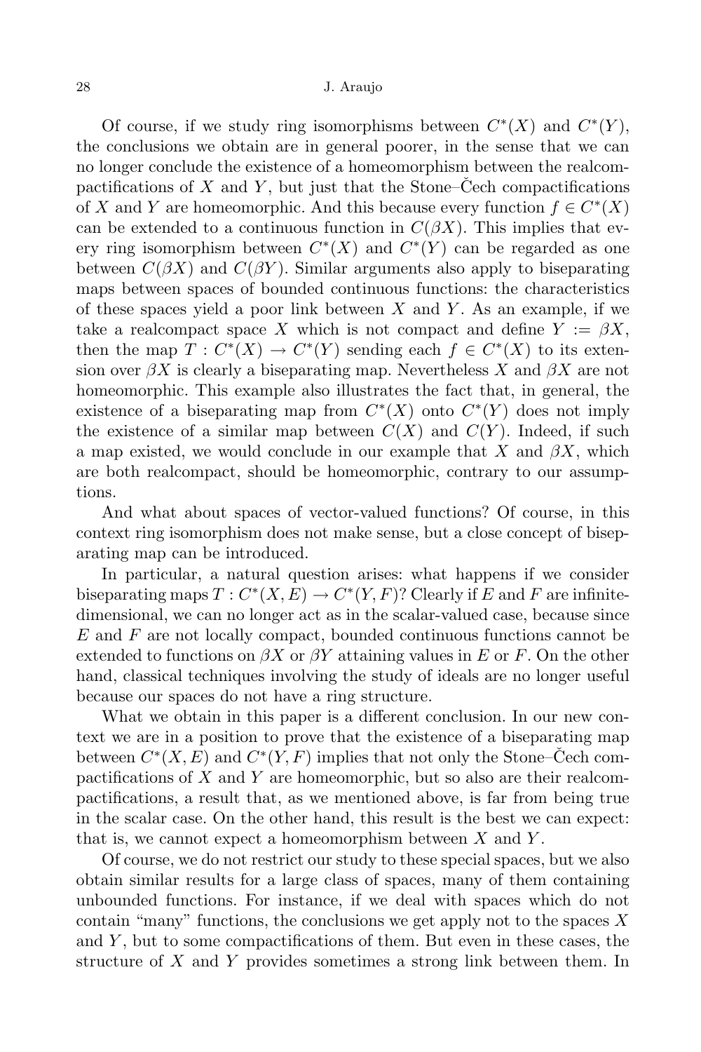Of course, if we study ring isomorphisms between $C^*(X)$ and $C^*(Y)$, the conclusions we obtain are in general poorer, in the sense that we can no longer conclude the existence of a homeomorphism between the realcompactifications of $X$ and $Y$, but just that the Stone–Čech compactifications of $X$ and $Y$ are homeomorphic. And this because every function $f \in C^*(X)$ can be extended to a continuous function in $C(\beta X)$. This implies that every ring isomorphism between $C^*(X)$ and $C^*(Y)$ can be regarded as one between $C(\beta X)$ and $C(\beta Y)$. Similar arguments also apply to biseparating maps between spaces of bounded continuous functions: the characteristics of these spaces yield a poor link between $X$ and $Y$. As an example, if we take a realcompact space $X$ which is not compact and define $Y := \beta X$, then the map $T : C^*(X) \to C^*(Y)$ sending each $f \in C^*(X)$ to its extension over $\beta X$ is clearly a biseparating map. Nevertheless $X$ and $\beta X$ are not homeomorphic. This example also illustrates the fact that, in general, the existence of a biseparating map from $C^*(X)$ onto $C^*(Y)$ does not imply the existence of a similar map between $C(X)$ and $C(Y)$. Indeed, if such a map existed, we would conclude in our example that $X$ and $\beta X$, which are both realcompact, should be homeomorphic, contrary to our assumptions.

And what about spaces of vector-valued functions? Of course, in this context ring isomorphism does not make sense, but a close concept of biseparating map can be introduced.

In particular, a natural question arises: what happens if we consider biseparating maps $T : C^*(X, E) \to C^*(Y, F)$? Clearly if $E$ and $F$ are infinite-dimensional, we can no longer act as in the scalar-valued case, because since $E$ and $F$ are not locally compact, bounded continuous functions cannot be extended to functions on $\beta X$ or $\beta Y$ attaining values in $E$ or $F$. On the other hand, classical techniques involving the study of ideals are no longer useful because our spaces do not have a ring structure.

What we obtain in this paper is a different conclusion. In our new context we are in a position to prove that the existence of a biseparating map between $C^*(X, E)$ and $C^*(Y, F)$ implies that not only the Stone–Čech compactifications of $X$ and $Y$ are homeomorphic, but so also are their realcompactifications, a result that, as we mentioned above, is far from being true in the scalar case. On the other hand, this result is the best we can expect: that is, we cannot expect a homeomorphism between $X$ and $Y$.

Of course, we do not restrict our study to these special spaces, but we also obtain similar results for a large class of spaces, many of them containing unbounded functions. For instance, if we deal with spaces which do not contain "many" functions, the conclusions we get apply not to the spaces $X$ and $Y$, but to some compactifications of them. But even in these cases, the structure of $X$ and $Y$ provides sometimes a strong link between them. In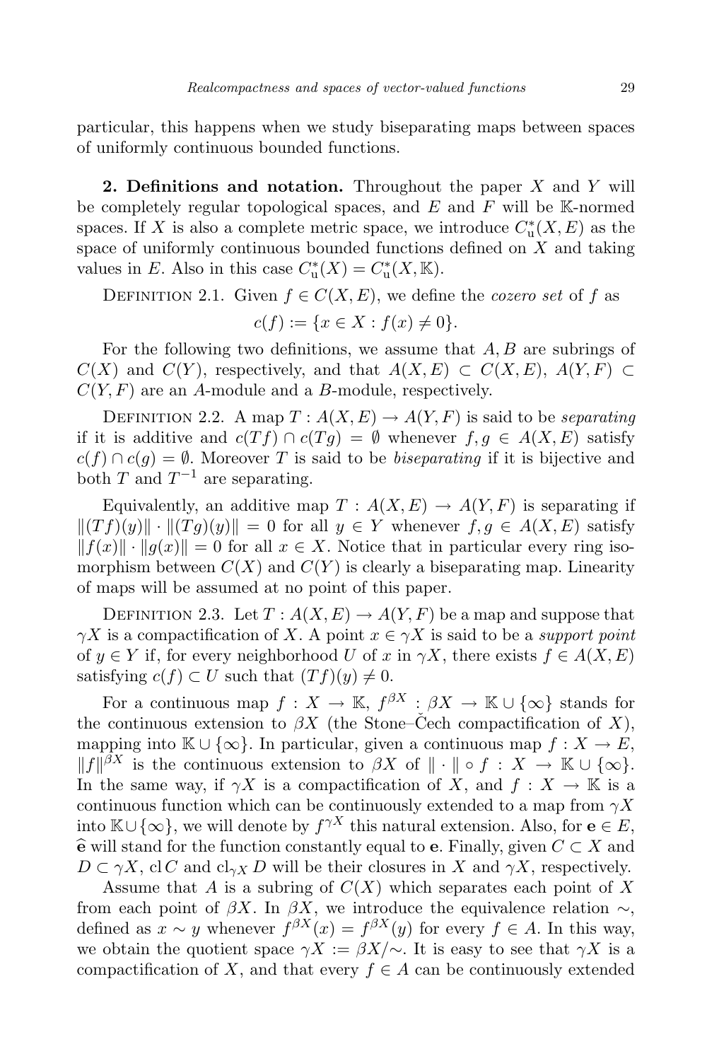particular, this happens when we study biseparating maps between spaces of uniformly continuous bounded functions.

**2. Definitions and notation.** Throughout the paper $X$ and $Y$ will be completely regular topological spaces, and $E$ and $F$ will be $\mathbb{K}$-normed spaces. If $X$ is also a complete metric space, we introduce $C_{\mathrm{u}}^*(X, E)$ as the space of uniformly continuous bounded functions defined on $X$ and taking values in $E$. Also in this case $C_{\mathrm{u}}^*(X) = C_{\mathrm{u}}^*(X, \mathbb{K})$.

Definition 2.1. Given $f \in C(X, E)$, we define the *cozero set* of $f$ as

$$c(f) := \{x \in X : f(x) \neq 0\}.$$

For the following two definitions, we assume that $A, B$ are subrings of $C(X)$ and $C(Y)$, respectively, and that $A(X, E) \subset C(X, E)$, $A(Y, F) \subset C(Y, F)$ are an $A$-module and a $B$-module, respectively.

Definition 2.2. A map $T : A(X, E) \to A(Y, F)$ is said to be *separating* if it is additive and $c(Tf) \cap c(Tg) = \emptyset$ whenever $f, g \in A(X, E)$ satisfy $c(f) \cap c(g) = \emptyset$. Moreover $T$ is said to be *biseparating* if it is bijective and both $T$ and $T^{-1}$ are separating.

Equivalently, an additive map $T : A(X, E) \to A(Y, F)$ is separating if $\|(Tf)(y)\| \cdot \|(Tg)(y)\| = 0$ for all $y \in Y$ whenever $f, g \in A(X, E)$ satisfy $\|f(x)\| \cdot \|g(x)\| = 0$ for all $x \in X$. Notice that in particular every ring isomorphism between $C(X)$ and $C(Y)$ is clearly a biseparating map. Linearity of maps will be assumed at no point of this paper.

Definition 2.3. Let $T : A(X, E) \to A(Y, F)$ be a map and suppose that $\gamma X$ is a compactification of $X$. A point $x \in \gamma X$ is said to be a *support point* of $y \in Y$ if, for every neighborhood $U$ of $x$ in $\gamma X$, there exists $f \in A(X, E)$ satisfying $c(f) \subset U$ such that $(Tf)(y) \neq 0$.

For a continuous map $f : X \to \mathbb{K}$, $f^{\beta X} : \beta X \to \mathbb{K} \cup \{\infty\}$ stands for the continuous extension to $\beta X$ (the Stone–Čech compactification of $X$), mapping into $\mathbb{K} \cup \{\infty\}$. In particular, given a continuous map $f : X \to E$, $\|f\|^{\beta X}$ is the continuous extension to $\beta X$ of $\|\cdot\| \circ f : X \to \mathbb{K} \cup \{\infty\}$. In the same way, if $\gamma X$ is a compactification of $X$, and $f : X \to \mathbb{K}$ is a continuous function which can be continuously extended to a map from $\gamma X$ into $\mathbb{K} \cup \{\infty\}$, we will denote by $f^{\gamma X}$ this natural extension. Also, for $\mathbf{e} \in E$, $\widehat{\mathbf{e}}$ will stand for the function constantly equal to $\mathbf{e}$. Finally, given $C \subset X$ and $D \subset \gamma X$, $\mathrm{cl}\, C$ and $\mathrm{cl}_{\gamma X} D$ will be their closures in $X$ and $\gamma X$, respectively.

Assume that $A$ is a subring of $C(X)$ which separates each point of $X$ from each point of $\beta X$. In $\beta X$, we introduce the equivalence relation $\sim$, defined as $x \sim y$ whenever $f^{\beta X}(x) = f^{\beta X}(y)$ for every $f \in A$. In this way, we obtain the quotient space $\gamma X := \beta X/\!\sim$. It is easy to see that $\gamma X$ is a compactification of $X$, and that every $f \in A$ can be continuously extended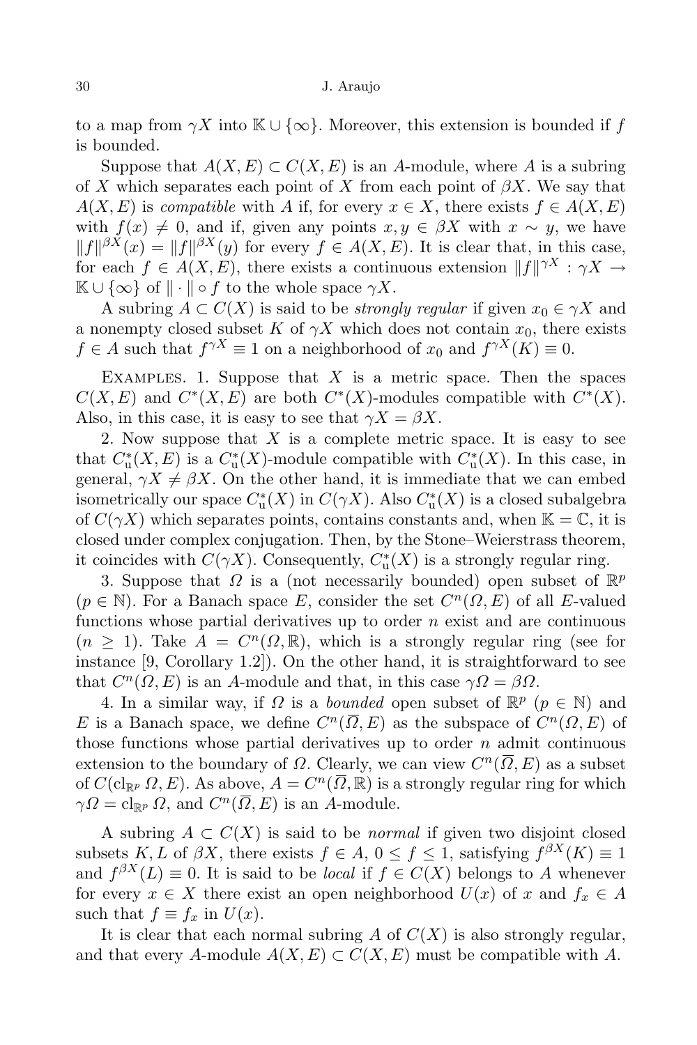to a map from $\gamma X$ into $\mathbb{K} \cup \{\infty\}$. Moreover, this extension is bounded if $f$ is bounded.

Suppose that $A(X, E) \subset C(X, E)$ is an $A$-module, where $A$ is a subring of $X$ which separates each point of $X$ from each point of $\beta X$. We say that $A(X, E)$ is *compatible* with $A$ if, for every $x \in X$, there exists $f \in A(X, E)$ with $f(x) \neq 0$, and if, given any points $x, y \in \beta X$ with $x \sim y$, we have $\|f\|^{\beta X}(x) = \|f\|^{\beta X}(y)$ for every $f \in A(X, E)$. It is clear that, in this case, for each $f \in A(X, E)$, there exists a continuous extension $\|f\|^{\gamma X} : \gamma X \to \mathbb{K} \cup \{\infty\}$ of $\| \cdot \| \circ f$ to the whole space $\gamma X$.

A subring $A \subset C(X)$ is said to be *strongly regular* if given $x_0 \in \gamma X$ and a nonempty closed subset $K$ of $\gamma X$ which does not contain $x_0$, there exists $f \in A$ such that $f^{\gamma X} \equiv 1$ on a neighborhood of $x_0$ and $f^{\gamma X}(K) \equiv 0$.

EXAMPLES. 1. Suppose that $X$ is a metric space. Then the spaces $C(X, E)$ and $C^*(X, E)$ are both $C^*(X)$-modules compatible with $C^*(X)$. Also, in this case, it is easy to see that $\gamma X = \beta X$.

2. Now suppose that $X$ is a complete metric space. It is easy to see that $C^*_{\mathrm{u}}(X, E)$ is a $C^*_{\mathrm{u}}(X)$-module compatible with $C^*_{\mathrm{u}}(X)$. In this case, in general, $\gamma X \neq \beta X$. On the other hand, it is immediate that we can embed isometrically our space $C^*_{\mathrm{u}}(X)$ in $C(\gamma X)$. Also $C^*_{\mathrm{u}}(X)$ is a closed subalgebra of $C(\gamma X)$ which separates points, contains constants and, when $\mathbb{K} = \mathbb{C}$, it is closed under complex conjugation. Then, by the Stone–Weierstrass theorem, it coincides with $C(\gamma X)$. Consequently, $C^*_{\mathrm{u}}(X)$ is a strongly regular ring.

3. Suppose that $\Omega$ is a (not necessarily bounded) open subset of $\mathbb{R}^p$ ($p \in \mathbb{N}$). For a Banach space $E$, consider the set $C^n(\Omega, E)$ of all $E$-valued functions whose partial derivatives up to order $n$ exist and are continuous ($n \geq 1$). Take $A = C^n(\Omega, \mathbb{R})$, which is a strongly regular ring (see for instance [9, Corollary 1.2]). On the other hand, it is straightforward to see that $C^n(\Omega, E)$ is an $A$-module and that, in this case $\gamma\Omega = \beta\Omega$.

4. In a similar way, if $\Omega$ is a *bounded* open subset of $\mathbb{R}^p$ ($p \in \mathbb{N}$) and $E$ is a Banach space, we define $C^n(\overline{\Omega}, E)$ as the subspace of $C^n(\Omega, E)$ of those functions whose partial derivatives up to order $n$ admit continuous extension to the boundary of $\Omega$. Clearly, we can view $C^n(\overline{\Omega}, E)$ as a subset of $C(\mathrm{cl}_{\mathbb{R}^p} \Omega, E)$. As above, $A = C^n(\overline{\Omega}, \mathbb{R})$ is a strongly regular ring for which $\gamma\Omega = \mathrm{cl}_{\mathbb{R}^p} \Omega$, and $C^n(\overline{\Omega}, E)$ is an $A$-module.

A subring $A \subset C(X)$ is said to be *normal* if given two disjoint closed subsets $K, L$ of $\beta X$, there exists $f \in A$, $0 \leq f \leq 1$, satisfying $f^{\beta X}(K) \equiv 1$ and $f^{\beta X}(L) \equiv 0$. It is said to be *local* if $f \in C(X)$ belongs to $A$ whenever for every $x \in X$ there exist an open neighborhood $U(x)$ of $x$ and $f_x \in A$ such that $f \equiv f_x$ in $U(x)$.

It is clear that each normal subring $A$ of $C(X)$ is also strongly regular, and that every $A$-module $A(X, E) \subset C(X, E)$ must be compatible with $A$.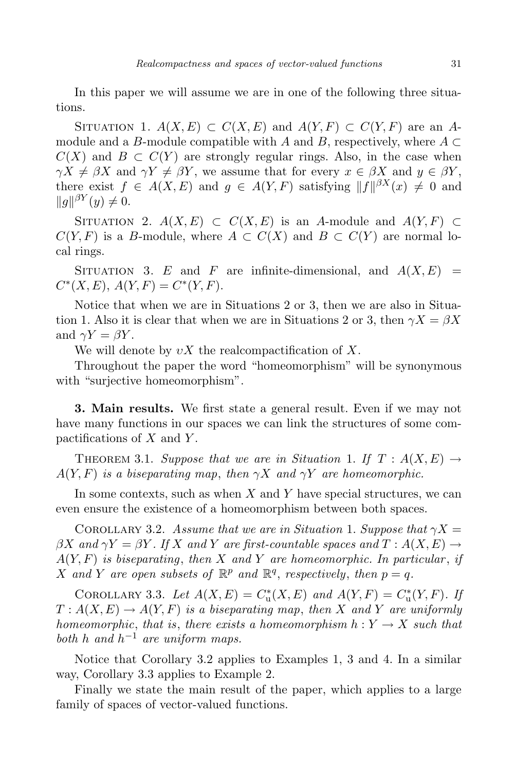In this paper we will assume we are in one of the following three situations.

Situation 1. $A(X,E) \subset C(X,E)$ and $A(Y,F) \subset C(Y,F)$ are an $A$-module and a $B$-module compatible with $A$ and $B$, respectively, where $A \subset C(X)$ and $B \subset C(Y)$ are strongly regular rings. Also, in the case when $\gamma X \neq \beta X$ and $\gamma Y \neq \beta Y$, we assume that for every $x \in \beta X$ and $y \in \beta Y$, there exist $f \in A(X,E)$ and $g \in A(Y,F)$ satisfying $\|f\|^{\beta X}(x) \neq 0$ and $\|g\|^{\beta Y}(y) \neq 0$.

Situation 2. $A(X,E) \subset C(X,E)$ is an $A$-module and $A(Y,F) \subset C(Y,F)$ is a $B$-module, where $A \subset C(X)$ and $B \subset C(Y)$ are normal local rings.

Situation 3. $E$ and $F$ are infinite-dimensional, and $A(X,E) = C^*(X,E)$, $A(Y,F) = C^*(Y,F)$.

Notice that when we are in Situations 2 or 3, then we are also in Situation 1. Also it is clear that when we are in Situations 2 or 3, then $\gamma X = \beta X$ and $\gamma Y = \beta Y$.

We will denote by $\upsilon X$ the realcompactification of $X$.

Throughout the paper the word "homeomorphism" will be synonymous with "surjective homeomorphism".

**3. Main results.** We first state a general result. Even if we may not have many functions in our spaces we can link the structures of some compactifications of $X$ and $Y$.

Theorem 3.1. *Suppose that we are in Situation* 1. *If $T : A(X,E) \to A(Y,F)$ is a biseparating map, then $\gamma X$ and $\gamma Y$ are homeomorphic.*

In some contexts, such as when $X$ and $Y$ have special structures, we can even ensure the existence of a homeomorphism between both spaces.

Corollary 3.2. *Assume that we are in Situation* 1. *Suppose that $\gamma X = \beta X$ and $\gamma Y = \beta Y$. If $X$ and $Y$ are first-countable spaces and $T : A(X,E) \to A(Y,F)$ is biseparating, then $X$ and $Y$ are homeomorphic. In particular, if $X$ and $Y$ are open subsets of $\mathbb{R}^p$ and $\mathbb{R}^q$, respectively, then $p = q$.*

Corollary 3.3. *Let $A(X,E) = C_{\mathrm{u}}^*(X,E)$ and $A(Y,F) = C_{\mathrm{u}}^*(Y,F)$. If $T : A(X,E) \to A(Y,F)$ is a biseparating map, then $X$ and $Y$ are uniformly homeomorphic, that is, there exists a homeomorphism $h : Y \to X$ such that both $h$ and $h^{-1}$ are uniform maps.*

Notice that Corollary 3.2 applies to Examples 1, 3 and 4. In a similar way, Corollary 3.3 applies to Example 2.

Finally we state the main result of the paper, which applies to a large family of spaces of vector-valued functions.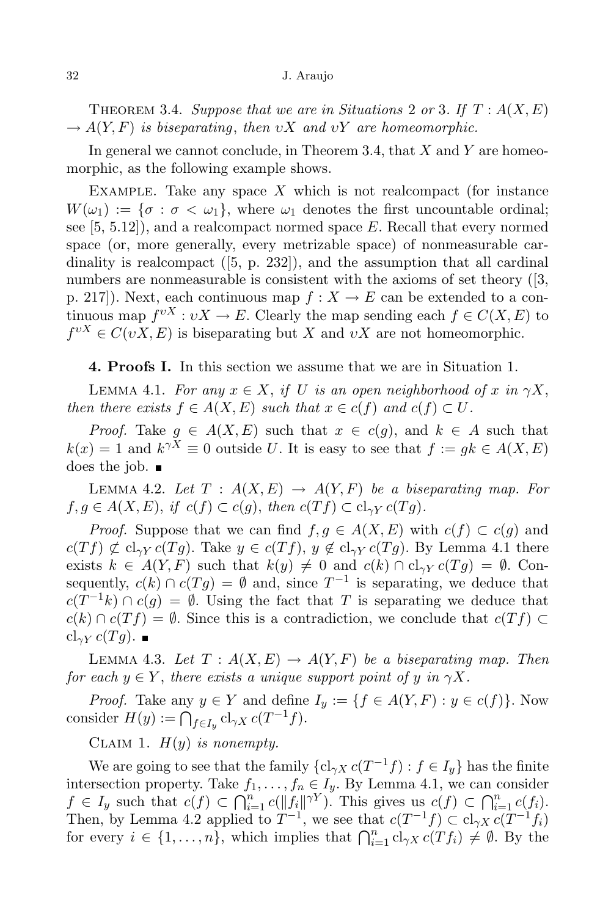Theorem 3.4. *Suppose that we are in Situations* 2 *or* 3. *If* $T : A(X, E) \to A(Y, F)$ *is biseparating*, *then* $\upsilon X$ *and* $\upsilon Y$ *are homeomorphic.*

In general we cannot conclude, in Theorem 3.4, that $X$ and $Y$ are homeomorphic, as the following example shows.

Example. Take any space $X$ which is not realcompact (for instance $W(\omega_1) := \{\sigma : \sigma < \omega_1\}$, where $\omega_1$ denotes the first uncountable ordinal; see [5, 5.12]), and a realcompact normed space $E$. Recall that every normed space (or, more generally, every metrizable space) of nonmeasurable cardinality is realcompact ([5, p. 232]), and the assumption that all cardinal numbers are nonmeasurable is consistent with the axioms of set theory ([3, p. 217]). Next, each continuous map $f : X \to E$ can be extended to a continuous map $f^{\upsilon X} : \upsilon X \to E$. Clearly the map sending each $f \in C(X, E)$ to $f^{\upsilon X} \in C(\upsilon X, E)$ is biseparating but $X$ and $\upsilon X$ are not homeomorphic.

**4. Proofs I.** In this section we assume that we are in Situation 1.

Lemma 4.1. *For any* $x \in X$, *if* $U$ *is an open neighborhood of* $x$ *in* $\gamma X$, *then there exists* $f \in A(X, E)$ *such that* $x \in c(f)$ *and* $c(f) \subset U$.

*Proof.* Take $g \in A(X, E)$ such that $x \in c(g)$, and $k \in A$ such that $k(x) = 1$ and $k^{\gamma X} \equiv 0$ outside $U$. It is easy to see that $f := gk \in A(X, E)$ does the job. ∎

Lemma 4.2. *Let* $T : A(X, E) \to A(Y, F)$ *be a biseparating map. For* $f, g \in A(X, E)$, *if* $c(f) \subset c(g)$, *then* $c(Tf) \subset \operatorname{cl}_{\gamma Y} c(Tg)$.

*Proof.* Suppose that we can find $f, g \in A(X, E)$ with $c(f) \subset c(g)$ and $c(Tf) \not\subset \operatorname{cl}_{\gamma Y} c(Tg)$. Take $y \in c(Tf)$, $y \notin \operatorname{cl}_{\gamma Y} c(Tg)$. By Lemma 4.1 there exists $k \in A(Y, F)$ such that $k(y) \neq 0$ and $c(k) \cap \operatorname{cl}_{\gamma Y} c(Tg) = \emptyset$. Consequently, $c(k) \cap c(Tg) = \emptyset$ and, since $T^{-1}$ is separating, we deduce that $c(T^{-1}k) \cap c(g) = \emptyset$. Using the fact that $T$ is separating we deduce that $c(k) \cap c(Tf) = \emptyset$. Since this is a contradiction, we conclude that $c(Tf) \subset \operatorname{cl}_{\gamma Y} c(Tg)$. ∎

Lemma 4.3. *Let* $T : A(X, E) \to A(Y, F)$ *be a biseparating map. Then for each* $y \in Y$, *there exists a unique support point of* $y$ *in* $\gamma X$.

*Proof.* Take any $y \in Y$ and define $I_y := \{f \in A(Y, F) : y \in c(f)\}$. Now consider $H(y) := \bigcap_{f \in I_y} \operatorname{cl}_{\gamma X} c(T^{-1}f)$.

Claim 1. *$H(y)$ is nonempty.*

We are going to see that the family $\{\operatorname{cl}_{\gamma X} c(T^{-1}f) : f \in I_y\}$ has the finite intersection property. Take $f_1, \ldots, f_n \in I_y$. By Lemma 4.1, we can consider $f \in I_y$ such that $c(f) \subset \bigcap_{i=1}^{n} c(\|f_i\|^{\gamma Y})$. This gives us $c(f) \subset \bigcap_{i=1}^{n} c(f_i)$. Then, by Lemma 4.2 applied to $T^{-1}$, we see that $c(T^{-1}f) \subset \operatorname{cl}_{\gamma X} c(T^{-1}f_i)$ for every $i \in \{1, \ldots, n\}$, which implies that $\bigcap_{i=1}^{n} \operatorname{cl}_{\gamma X} c(Tf_i) \neq \emptyset$. By the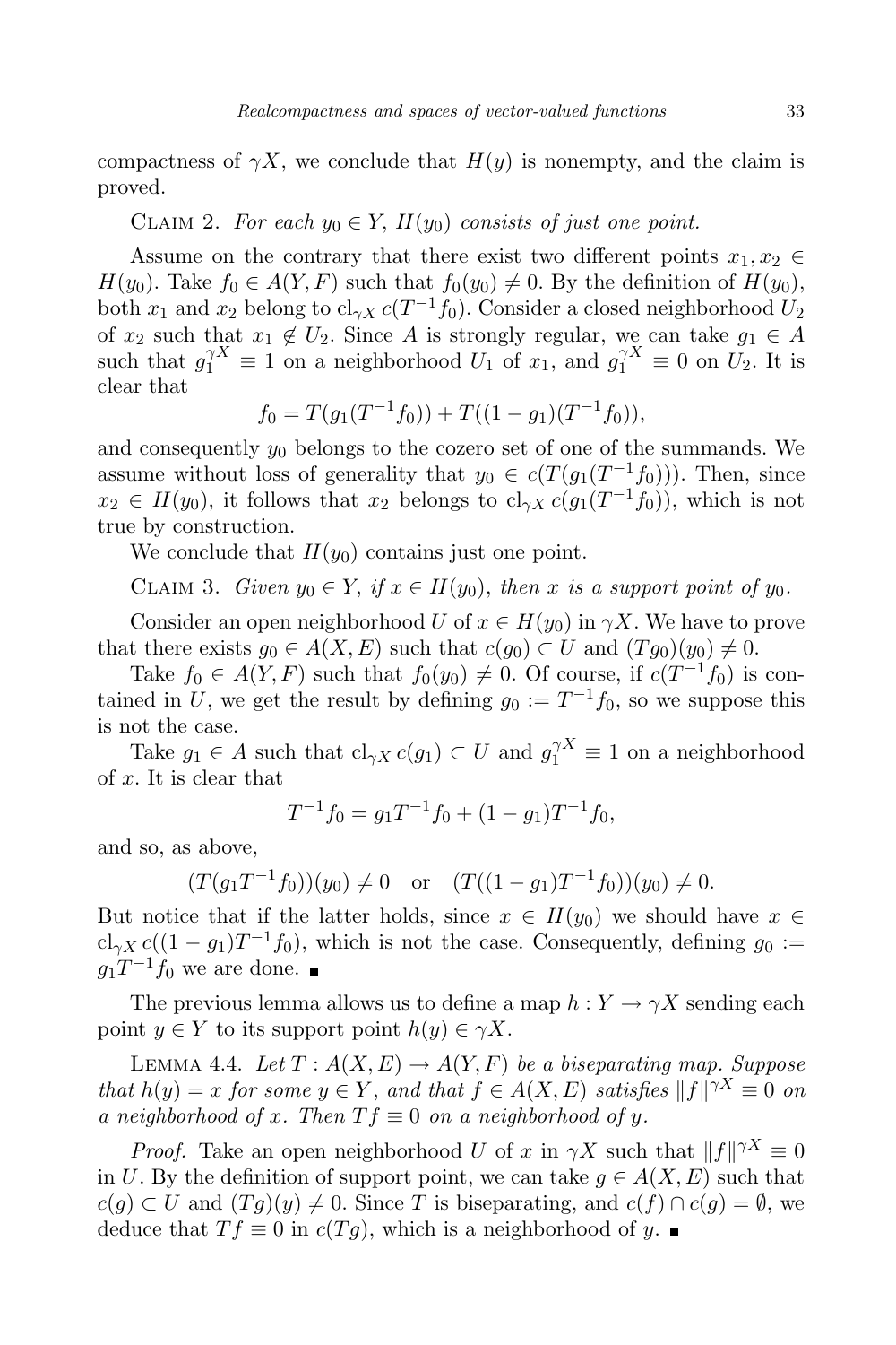compactness of $\gamma X$, we conclude that $H(y)$ is nonempty, and the claim is proved.

Claim 2. *For each $y_0 \in Y$, $H(y_0)$ consists of just one point.*

Assume on the contrary that there exist two different points $x_1, x_2 \in H(y_0)$. Take $f_0 \in A(Y,F)$ such that $f_0(y_0) \neq 0$. By the definition of $H(y_0)$, both $x_1$ and $x_2$ belong to $\mathrm{cl}_{\gamma X} c(T^{-1} f_0)$. Consider a closed neighborhood $U_2$ of $x_2$ such that $x_1 \notin U_2$. Since $A$ is strongly regular, we can take $g_1 \in A$ such that $g_1^{\gamma X} \equiv 1$ on a neighborhood $U_1$ of $x_1$, and $g_1^{\gamma X} \equiv 0$ on $U_2$. It is clear that

$$f_0 = T(g_1(T^{-1} f_0)) + T((1-g_1)(T^{-1} f_0)),$$

and consequently $y_0$ belongs to the cozero set of one of the summands. We assume without loss of generality that $y_0 \in c(T(g_1(T^{-1} f_0)))$. Then, since $x_2 \in H(y_0)$, it follows that $x_2$ belongs to $\mathrm{cl}_{\gamma X} c(g_1(T^{-1} f_0))$, which is not true by construction.

We conclude that $H(y_0)$ contains just one point.

Claim 3. *Given $y_0 \in Y$, if $x \in H(y_0)$, then $x$ is a support point of $y_0$.*

Consider an open neighborhood $U$ of $x \in H(y_0)$ in $\gamma X$. We have to prove that there exists $g_0 \in A(X,E)$ such that $c(g_0) \subset U$ and $(Tg_0)(y_0) \neq 0$.

Take $f_0 \in A(Y,F)$ such that $f_0(y_0) \neq 0$. Of course, if $c(T^{-1} f_0)$ is contained in $U$, we get the result by defining $g_0 := T^{-1} f_0$, so we suppose this is not the case.

Take $g_1 \in A$ such that $\mathrm{cl}_{\gamma X} c(g_1) \subset U$ and $g_1^{\gamma X} \equiv 1$ on a neighborhood of $x$. It is clear that

$$T^{-1} f_0 = g_1 T^{-1} f_0 + (1-g_1) T^{-1} f_0,$$

and so, as above,

$$(T(g_1 T^{-1} f_0))(y_0) \neq 0 \quad \text{or} \quad (T((1-g_1) T^{-1} f_0))(y_0) \neq 0.$$

But notice that if the latter holds, since $x \in H(y_0)$ we should have $x \in \mathrm{cl}_{\gamma X} c((1-g_1) T^{-1} f_0)$, which is not the case. Consequently, defining $g_0 := g_1 T^{-1} f_0$ we are done. ∎

The previous lemma allows us to define a map $h : Y \to \gamma X$ sending each point $y \in Y$ to its support point $h(y) \in \gamma X$.

Lemma 4.4. *Let $T : A(X,E) \to A(Y,F)$ be a biseparating map. Suppose that $h(y) = x$ for some $y \in Y$, and that $f \in A(X,E)$ satisfies $\|f\|^{\gamma X} \equiv 0$ on a neighborhood of $x$. Then $Tf \equiv 0$ on a neighborhood of $y$.*

*Proof.* Take an open neighborhood $U$ of $x$ in $\gamma X$ such that $\|f\|^{\gamma X} \equiv 0$ in $U$. By the definition of support point, we can take $g \in A(X,E)$ such that $c(g) \subset U$ and $(Tg)(y) \neq 0$. Since $T$ is biseparating, and $c(f) \cap c(g) = \emptyset$, we deduce that $Tf \equiv 0$ in $c(Tg)$, which is a neighborhood of $y$. ∎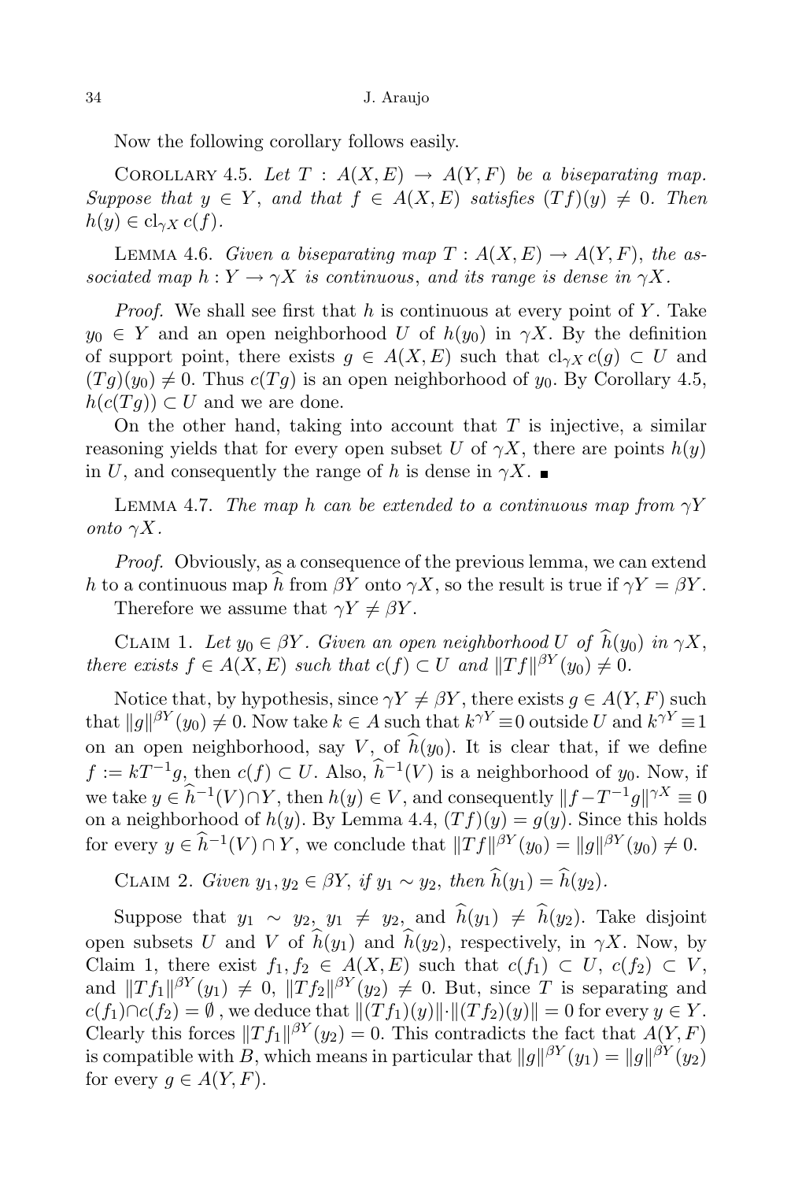Now the following corollary follows easily.

Corollary 4.5. *Let $T : A(X,E) \to A(Y,F)$ be a biseparating map. Suppose that $y \in Y$, and that $f \in A(X,E)$ satisfies $(Tf)(y) \neq 0$. Then $h(y) \in \mathrm{cl}_{\gamma X}\, c(f)$.*

Lemma 4.6. *Given a biseparating map $T : A(X,E) \to A(Y,F)$, the associated map $h : Y \to \gamma X$ is continuous, and its range is dense in $\gamma X$.*

*Proof.* We shall see first that $h$ is continuous at every point of $Y$. Take $y_0 \in Y$ and an open neighborhood $U$ of $h(y_0)$ in $\gamma X$. By the definition of support point, there exists $g \in A(X,E)$ such that $\mathrm{cl}_{\gamma X}\, c(g) \subset U$ and $(Tg)(y_0) \neq 0$. Thus $c(Tg)$ is an open neighborhood of $y_0$. By Corollary 4.5, $h(c(Tg)) \subset U$ and we are done.

On the other hand, taking into account that $T$ is injective, a similar reasoning yields that for every open subset $U$ of $\gamma X$, there are points $h(y)$ in $U$, and consequently the range of $h$ is dense in $\gamma X$. ∎

Lemma 4.7. *The map $h$ can be extended to a continuous map from $\gamma Y$ onto $\gamma X$.*

*Proof.* Obviously, as a consequence of the previous lemma, we can extend $h$ to a continuous map $\widehat{h}$ from $\beta Y$ onto $\gamma X$, so the result is true if $\gamma Y = \beta Y$.

Therefore we assume that $\gamma Y \neq \beta Y$.

Claim 1. *Let $y_0 \in \beta Y$. Given an open neighborhood $U$ of $\widehat{h}(y_0)$ in $\gamma X$, there exists $f \in A(X,E)$ such that $c(f) \subset U$ and $\|Tf\|^{\beta Y}(y_0) \neq 0$.*

Notice that, by hypothesis, since $\gamma Y \neq \beta Y$, there exists $g \in A(Y,F)$ such that $\|g\|^{\beta Y}(y_0) \neq 0$. Now take $k \in A$ such that $k^{\gamma Y} \equiv 0$ outside $U$ and $k^{\gamma Y} \equiv 1$ on an open neighborhood, say $V$, of $\widehat{h}(y_0)$. It is clear that, if we define $f := kT^{-1}g$, then $c(f) \subset U$. Also, $\widehat{h}^{-1}(V)$ is a neighborhood of $y_0$. Now, if we take $y \in \widehat{h}^{-1}(V) \cap Y$, then $h(y) \in V$, and consequently $\|f - T^{-1}g\|^{\gamma X} \equiv 0$ on a neighborhood of $h(y)$. By Lemma 4.4, $(Tf)(y) = g(y)$. Since this holds for every $y \in \widehat{h}^{-1}(V) \cap Y$, we conclude that $\|Tf\|^{\beta Y}(y_0) = \|g\|^{\beta Y}(y_0) \neq 0$.

Claim 2. *Given $y_1, y_2 \in \beta Y$, if $y_1 \sim y_2$, then $\widehat{h}(y_1) = \widehat{h}(y_2)$.*

Suppose that $y_1 \sim y_2$, $y_1 \neq y_2$, and $\widehat{h}(y_1) \neq \widehat{h}(y_2)$. Take disjoint open subsets $U$ and $V$ of $\widehat{h}(y_1)$ and $\widehat{h}(y_2)$, respectively, in $\gamma X$. Now, by Claim 1, there exist $f_1, f_2 \in A(X,E)$ such that $c(f_1) \subset U$, $c(f_2) \subset V$, and $\|Tf_1\|^{\beta Y}(y_1) \neq 0$, $\|Tf_2\|^{\beta Y}(y_2) \neq 0$. But, since $T$ is separating and $c(f_1) \cap c(f_2) = \emptyset$, we deduce that $\|(Tf_1)(y)\| \cdot \|(Tf_2)(y)\| = 0$ for every $y \in Y$. Clearly this forces $\|Tf_1\|^{\beta Y}(y_2) = 0$. This contradicts the fact that $A(Y,F)$ is compatible with $B$, which means in particular that $\|g\|^{\beta Y}(y_1) = \|g\|^{\beta Y}(y_2)$ for every $g \in A(Y,F)$.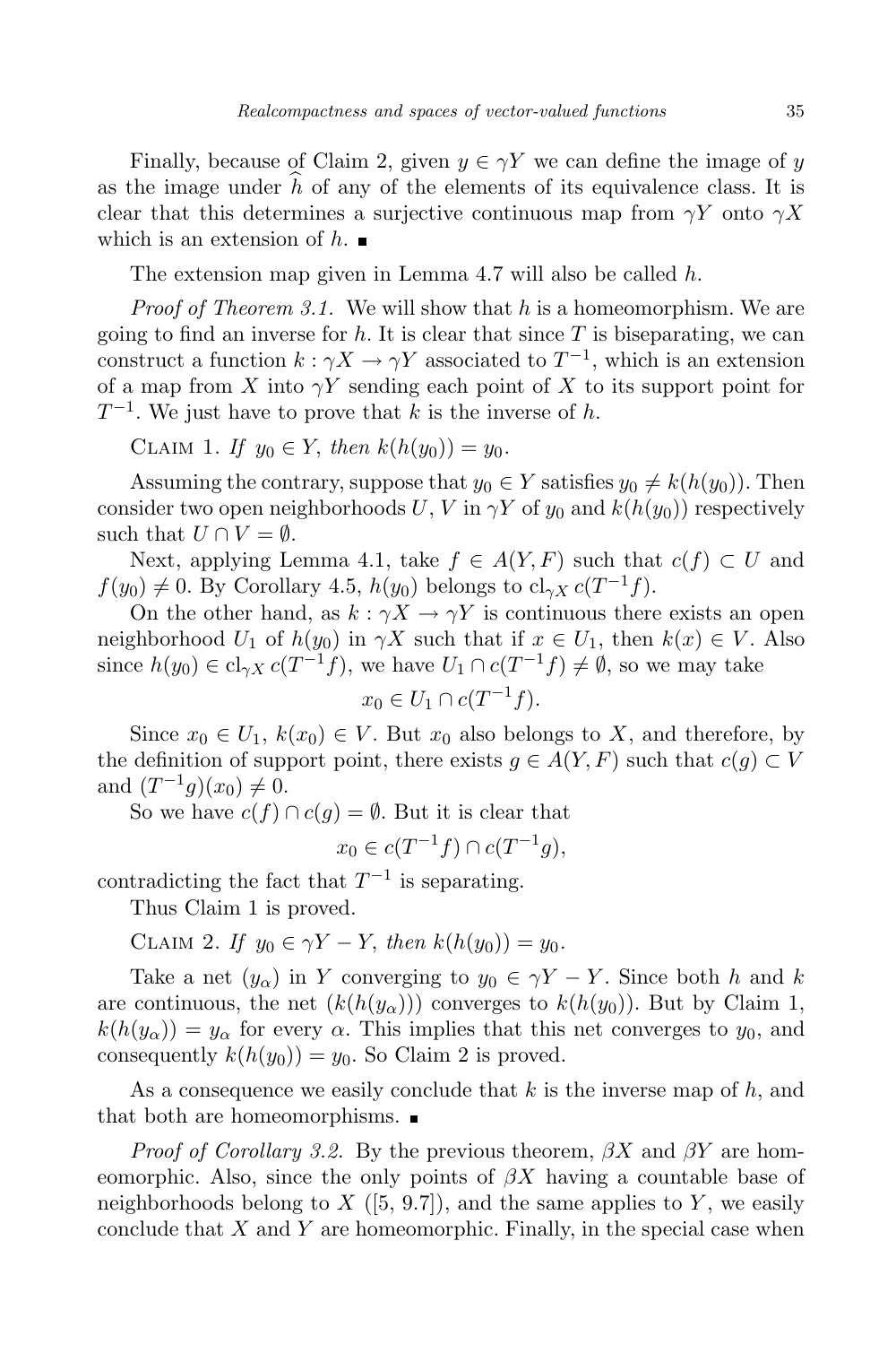Finally, because of Claim 2, given $y \in \gamma Y$ we can define the image of $y$ as the image under $\widehat{h}$ of any of the elements of its equivalence class. It is clear that this determines a surjective continuous map from $\gamma Y$ onto $\gamma X$ which is an extension of $h$. ∎

The extension map given in Lemma 4.7 will also be called $h$.

*Proof of Theorem 3.1.* We will show that $h$ is a homeomorphism. We are going to find an inverse for $h$. It is clear that since $T$ is biseparating, we can construct a function $k : \gamma X \to \gamma Y$ associated to $T^{-1}$, which is an extension of a map from $X$ into $\gamma Y$ sending each point of $X$ to its support point for $T^{-1}$. We just have to prove that $k$ is the inverse of $h$.

Claim 1. *If $y_0 \in Y$, then $k(h(y_0)) = y_0$.*

Assuming the contrary, suppose that $y_0 \in Y$ satisfies $y_0 \neq k(h(y_0))$. Then consider two open neighborhoods $U$, $V$ in $\gamma Y$ of $y_0$ and $k(h(y_0))$ respectively such that $U \cap V = \emptyset$.

Next, applying Lemma 4.1, take $f \in A(Y, F)$ such that $c(f) \subset U$ and $f(y_0) \neq 0$. By Corollary 4.5, $h(y_0)$ belongs to $\mathrm{cl}_{\gamma X}\, c(T^{-1}f)$.

On the other hand, as $k : \gamma X \to \gamma Y$ is continuous there exists an open neighborhood $U_1$ of $h(y_0)$ in $\gamma X$ such that if $x \in U_1$, then $k(x) \in V$. Also since $h(y_0) \in \mathrm{cl}_{\gamma X}\, c(T^{-1}f)$, we have $U_1 \cap c(T^{-1}f) \neq \emptyset$, so we may take

$$x_0 \in U_1 \cap c(T^{-1}f).$$

Since $x_0 \in U_1$, $k(x_0) \in V$. But $x_0$ also belongs to $X$, and therefore, by the definition of support point, there exists $g \in A(Y, F)$ such that $c(g) \subset V$ and $(T^{-1}g)(x_0) \neq 0$.

So we have $c(f) \cap c(g) = \emptyset$. But it is clear that

$$x_0 \in c(T^{-1}f) \cap c(T^{-1}g),$$

contradicting the fact that $T^{-1}$ is separating.

Thus Claim 1 is proved.

Claim 2. *If $y_0 \in \gamma Y - Y$, then $k(h(y_0)) = y_0$.*

Take a net $(y_\alpha)$ in $Y$ converging to $y_0 \in \gamma Y - Y$. Since both $h$ and $k$ are continuous, the net $(k(h(y_\alpha)))$ converges to $k(h(y_0))$. But by Claim 1, $k(h(y_\alpha)) = y_\alpha$ for every $\alpha$. This implies that this net converges to $y_0$, and consequently $k(h(y_0)) = y_0$. So Claim 2 is proved.

As a consequence we easily conclude that $k$ is the inverse map of $h$, and that both are homeomorphisms. ∎

*Proof of Corollary 3.2.* By the previous theorem, $\beta X$ and $\beta Y$ are homeomorphic. Also, since the only points of $\beta X$ having a countable base of neighborhoods belong to $X$ ([5, 9.7]), and the same applies to $Y$, we easily conclude that $X$ and $Y$ are homeomorphic. Finally, in the special case when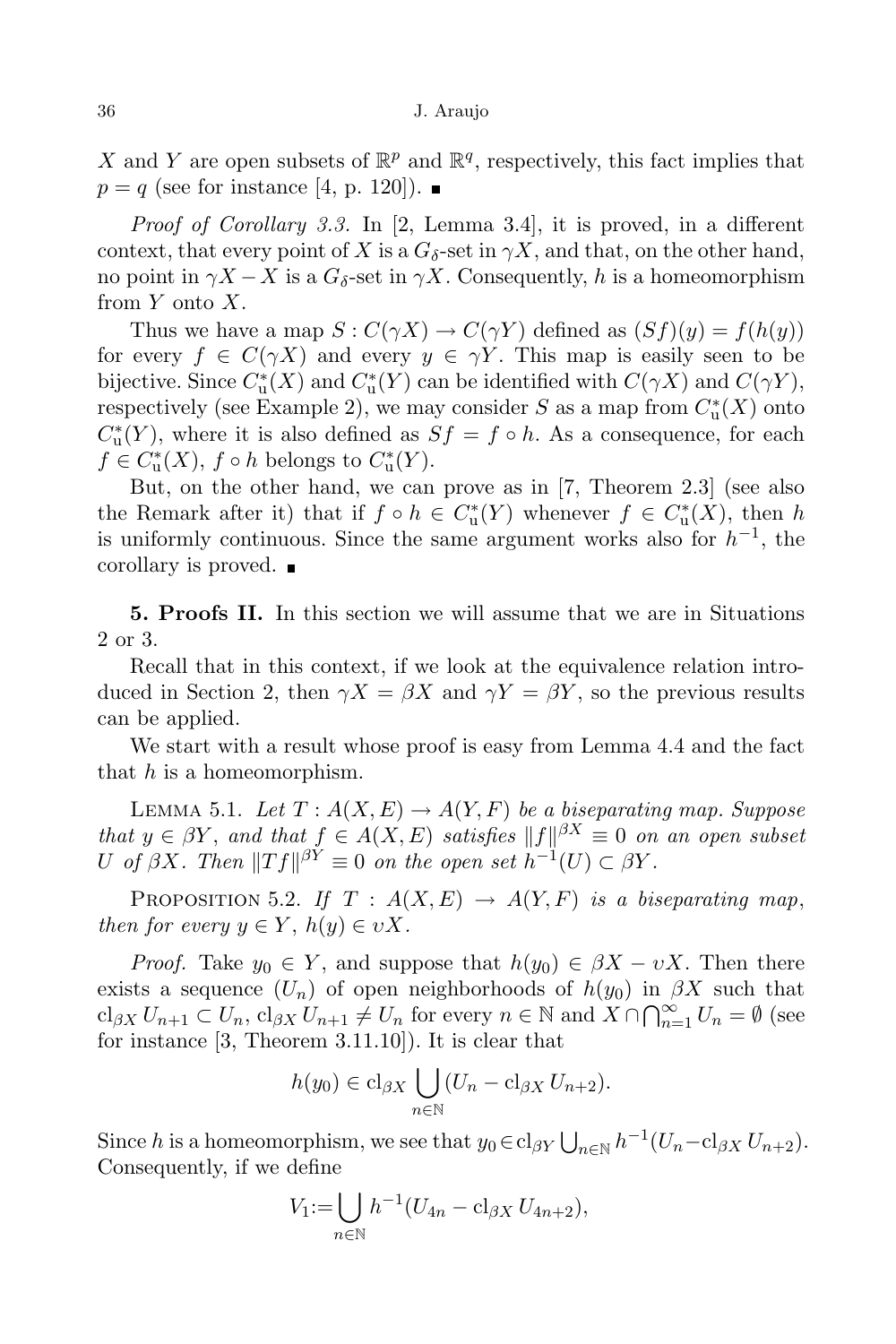$X$ and $Y$ are open subsets of $\mathbb{R}^p$ and $\mathbb{R}^q$, respectively, this fact implies that $p = q$ (see for instance [4, p. 120]). ■

*Proof of Corollary 3.3.* In [2, Lemma 3.4], it is proved, in a different context, that every point of $X$ is a $G_\delta$-set in $\gamma X$, and that, on the other hand, no point in $\gamma X - X$ is a $G_\delta$-set in $\gamma X$. Consequently, $h$ is a homeomorphism from $Y$ onto $X$.

Thus we have a map $S : C(\gamma X) \to C(\gamma Y)$ defined as $(Sf)(y) = f(h(y))$ for every $f \in C(\gamma X)$ and every $y \in \gamma Y$. This map is easily seen to be bijective. Since $C^*_{\mathrm{u}}(X)$ and $C^*_{\mathrm{u}}(Y)$ can be identified with $C(\gamma X)$ and $C(\gamma Y)$, respectively (see Example 2), we may consider $S$ as a map from $C^*_{\mathrm{u}}(X)$ onto $C^*_{\mathrm{u}}(Y)$, where it is also defined as $Sf = f \circ h$. As a consequence, for each $f \in C^*_{\mathrm{u}}(X)$, $f \circ h$ belongs to $C^*_{\mathrm{u}}(Y)$.

But, on the other hand, we can prove as in [7, Theorem 2.3] (see also the Remark after it) that if $f \circ h \in C^*_{\mathrm{u}}(Y)$ whenever $f \in C^*_{\mathrm{u}}(X)$, then $h$ is uniformly continuous. Since the same argument works also for $h^{-1}$, the corollary is proved. ■

**5. Proofs II.** In this section we will assume that we are in Situations 2 or 3.

Recall that in this context, if we look at the equivalence relation introduced in Section 2, then $\gamma X = \beta X$ and $\gamma Y = \beta Y$, so the previous results can be applied.

We start with a result whose proof is easy from Lemma 4.4 and the fact that $h$ is a homeomorphism.

Lemma 5.1. *Let $T : A(X, E) \to A(Y, F)$ be a biseparating map. Suppose that $y \in \beta Y$, and that $f \in A(X, E)$ satisfies $\|f\|^{\beta X} \equiv 0$ on an open subset $U$ of $\beta X$. Then $\|Tf\|^{\beta Y} \equiv 0$ on the open set $h^{-1}(U) \subset \beta Y$.*

Proposition 5.2. *If $T : A(X, E) \to A(Y, F)$ is a biseparating map, then for every $y \in Y$, $h(y) \in \upsilon X$.*

*Proof.* Take $y_0 \in Y$, and suppose that $h(y_0) \in \beta X - \upsilon X$. Then there exists a sequence $(U_n)$ of open neighborhoods of $h(y_0)$ in $\beta X$ such that $\mathrm{cl}_{\beta X} U_{n+1} \subset U_n$, $\mathrm{cl}_{\beta X} U_{n+1} \neq U_n$ for every $n \in \mathbb{N}$ and $X \cap \bigcap_{n=1}^{\infty} U_n = \emptyset$ (see for instance [3, Theorem 3.11.10]). It is clear that

$$h(y_0) \in \mathrm{cl}_{\beta X} \bigcup_{n \in \mathbb{N}} (U_n - \mathrm{cl}_{\beta X} U_{n+2}).$$

Since $h$ is a homeomorphism, we see that $y_0 \in \mathrm{cl}_{\beta Y} \bigcup_{n \in \mathbb{N}} h^{-1}(U_n - \mathrm{cl}_{\beta X} U_{n+2})$. Consequently, if we define

$$V_1 := \bigcup_{n \in \mathbb{N}} h^{-1}(U_{4n} - \mathrm{cl}_{\beta X} U_{4n+2}),$$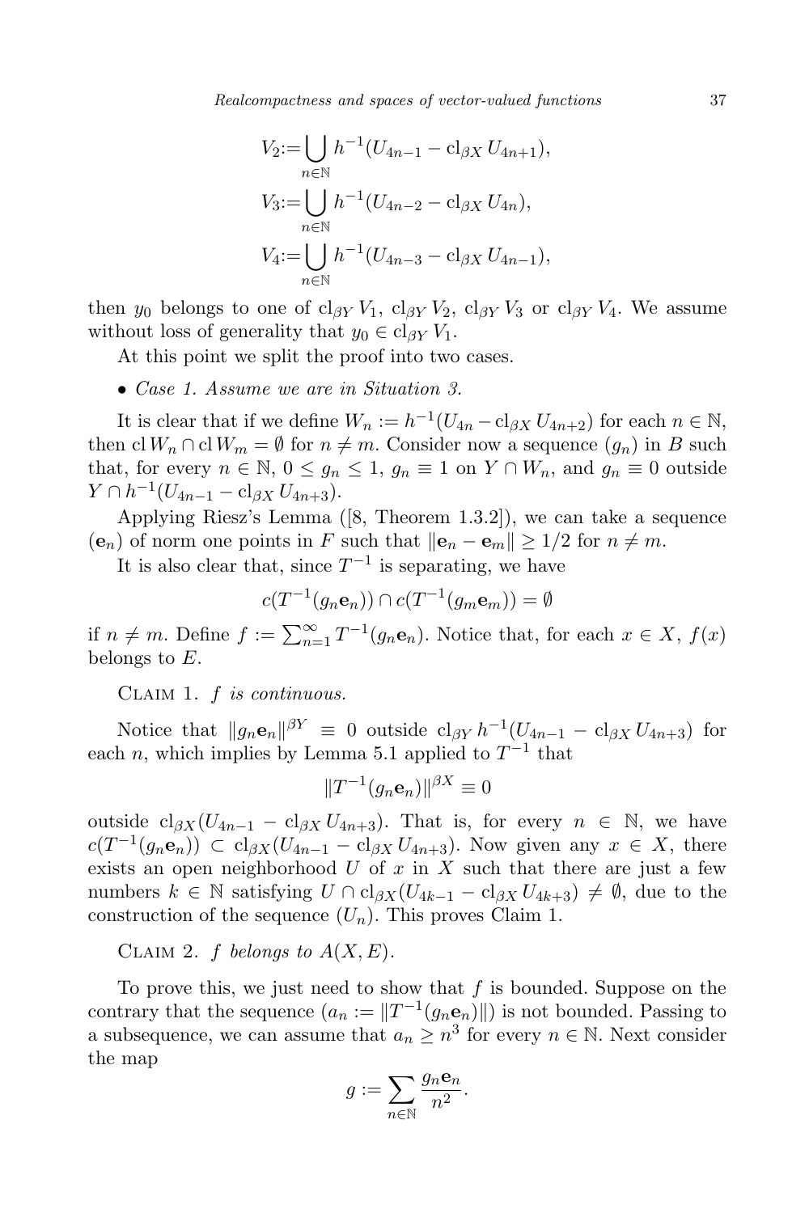$$V_2 := \bigcup_{n\in\mathbb{N}} h^{-1}(U_{4n-1} - \mathrm{cl}_{\beta X} U_{4n+1}),$$
$$V_3 := \bigcup_{n\in\mathbb{N}} h^{-1}(U_{4n-2} - \mathrm{cl}_{\beta X} U_{4n}),$$
$$V_4 := \bigcup_{n\in\mathbb{N}} h^{-1}(U_{4n-3} - \mathrm{cl}_{\beta X} U_{4n-1}),$$

then $y_0$ belongs to one of $\mathrm{cl}_{\beta Y} V_1$, $\mathrm{cl}_{\beta Y} V_2$, $\mathrm{cl}_{\beta Y} V_3$ or $\mathrm{cl}_{\beta Y} V_4$. We assume without loss of generality that $y_0 \in \mathrm{cl}_{\beta Y} V_1$.

At this point we split the proof into two cases.

- *Case 1. Assume we are in Situation 3.*

It is clear that if we define $W_n := h^{-1}(U_{4n} - \mathrm{cl}_{\beta X} U_{4n+2})$ for each $n \in \mathbb{N}$, then $\mathrm{cl}\, W_n \cap \mathrm{cl}\, W_m = \emptyset$ for $n \neq m$. Consider now a sequence $(g_n)$ in $B$ such that, for every $n \in \mathbb{N}$, $0 \leq g_n \leq 1$, $g_n \equiv 1$ on $Y \cap W_n$, and $g_n \equiv 0$ outside $Y \cap h^{-1}(U_{4n-1} - \mathrm{cl}_{\beta X} U_{4n+3})$.

Applying Riesz's Lemma ([8, Theorem 1.3.2]), we can take a sequence $(\mathbf{e}_n)$ of norm one points in $F$ such that $\|\mathbf{e}_n - \mathbf{e}_m\| \geq 1/2$ for $n \neq m$.

It is also clear that, since $T^{-1}$ is separating, we have

$$c(T^{-1}(g_n \mathbf{e}_n)) \cap c(T^{-1}(g_m \mathbf{e}_m)) = \emptyset$$

if $n \neq m$. Define $f := \sum_{n=1}^{\infty} T^{-1}(g_n \mathbf{e}_n)$. Notice that, for each $x \in X$, $f(x)$ belongs to $E$.

Claim 1. *$f$ is continuous.*

Notice that $\|g_n \mathbf{e}_n\|^{\beta Y} \equiv 0$ outside $\mathrm{cl}_{\beta Y} h^{-1}(U_{4n-1} - \mathrm{cl}_{\beta X} U_{4n+3})$ for each $n$, which implies by Lemma 5.1 applied to $T^{-1}$ that

$$\|T^{-1}(g_n \mathbf{e}_n)\|^{\beta X} \equiv 0$$

outside $\mathrm{cl}_{\beta X}(U_{4n-1} - \mathrm{cl}_{\beta X} U_{4n+3})$. That is, for every $n \in \mathbb{N}$, we have $c(T^{-1}(g_n \mathbf{e}_n)) \subset \mathrm{cl}_{\beta X}(U_{4n-1} - \mathrm{cl}_{\beta X} U_{4n+3})$. Now given any $x \in X$, there exists an open neighborhood $U$ of $x$ in $X$ such that there are just a few numbers $k \in \mathbb{N}$ satisfying $U \cap \mathrm{cl}_{\beta X}(U_{4k-1} - \mathrm{cl}_{\beta X} U_{4k+3}) \neq \emptyset$, due to the construction of the sequence $(U_n)$. This proves Claim 1.

Claim 2. *$f$ belongs to $A(X, E)$.*

To prove this, we just need to show that $f$ is bounded. Suppose on the contrary that the sequence $(a_n := \|T^{-1}(g_n \mathbf{e}_n)\|)$ is not bounded. Passing to a subsequence, we can assume that $a_n \geq n^3$ for every $n \in \mathbb{N}$. Next consider the map

$$g := \sum_{n\in\mathbb{N}} \frac{g_n \mathbf{e}_n}{n^2}.$$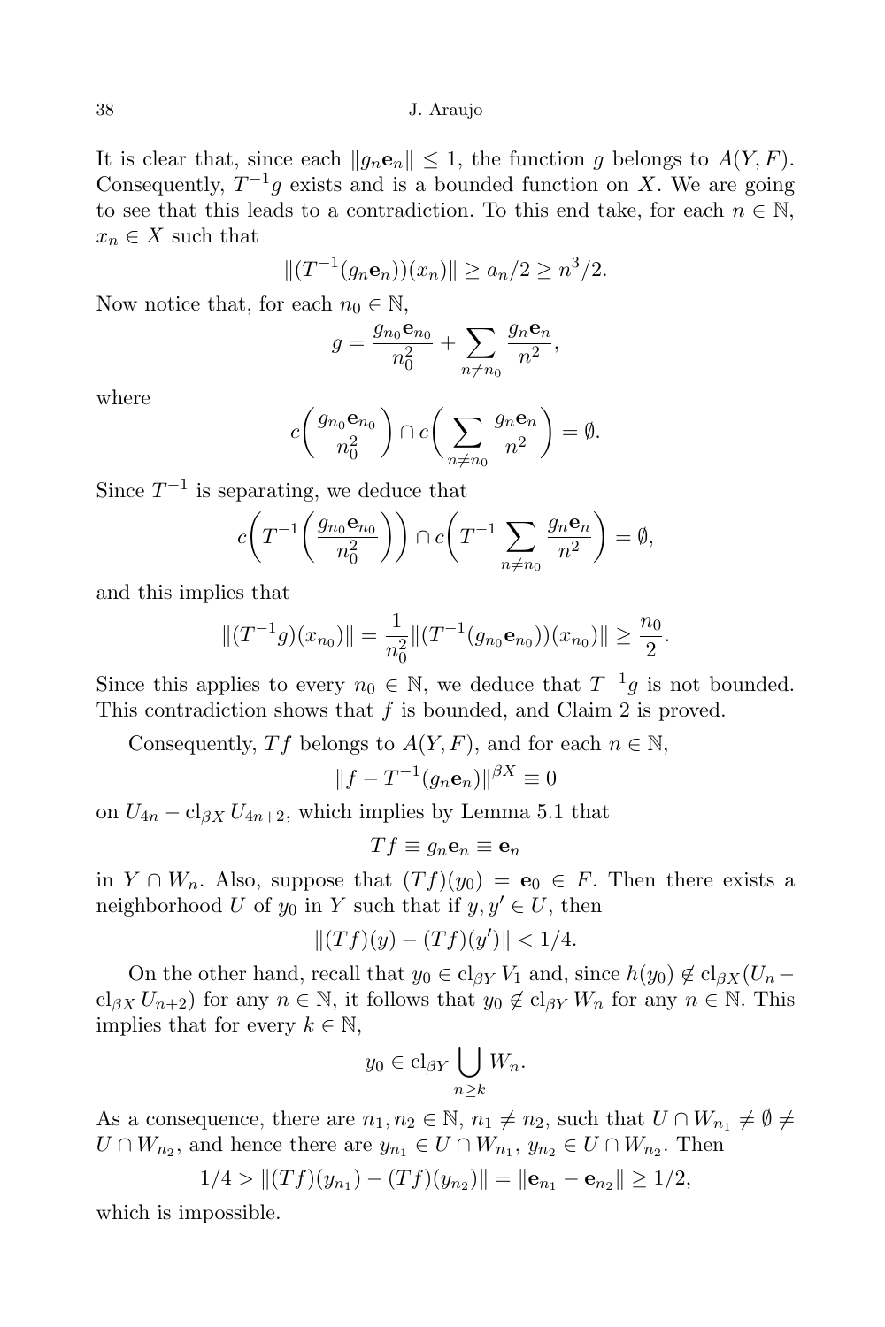It is clear that, since each $\|g_n \mathbf{e}_n\| \leq 1$, the function $g$ belongs to $A(Y, F)$. Consequently, $T^{-1} g$ exists and is a bounded function on $X$. We are going to see that this leads to a contradiction. To this end take, for each $n \in \mathbb{N}$, $x_n \in X$ such that

$$\|(T^{-1}(g_n \mathbf{e}_n))(x_n)\| \geq a_n/2 \geq n^3/2.$$

Now notice that, for each $n_0 \in \mathbb{N}$,

$$g = \frac{g_{n_0} \mathbf{e}_{n_0}}{n_0^2} + \sum_{n \neq n_0} \frac{g_n \mathbf{e}_n}{n^2},$$

where

$$c\bigg(\frac{g_{n_0} \mathbf{e}_{n_0}}{n_0^2}\bigg) \cap c\bigg(\sum_{n \neq n_0} \frac{g_n \mathbf{e}_n}{n^2}\bigg) = \emptyset.$$

Since $T^{-1}$ is separating, we deduce that

$$c\bigg(T^{-1}\bigg(\frac{g_{n_0} \mathbf{e}_{n_0}}{n_0^2}\bigg)\bigg) \cap c\bigg(T^{-1} \sum_{n \neq n_0} \frac{g_n \mathbf{e}_n}{n^2}\bigg) = \emptyset,$$

and this implies that

$$\|(T^{-1} g)(x_{n_0})\| = \frac{1}{n_0^2} \|(T^{-1}(g_{n_0} \mathbf{e}_{n_0}))(x_{n_0})\| \geq \frac{n_0}{2}.$$

Since this applies to every $n_0 \in \mathbb{N}$, we deduce that $T^{-1} g$ is not bounded. This contradiction shows that $f$ is bounded, and Claim 2 is proved.

Consequently, $Tf$ belongs to $A(Y, F)$, and for each $n \in \mathbb{N}$,

$$\|f - T^{-1}(g_n \mathbf{e}_n)\|^{\beta X} \equiv 0$$

on $U_{4n} - \mathrm{cl}_{\beta X} U_{4n+2}$, which implies by Lemma 5.1 that

$$Tf \equiv g_n \mathbf{e}_n \equiv \mathbf{e}_n$$

in $Y \cap W_n$. Also, suppose that $(Tf)(y_0) = \mathbf{e}_0 \in F$. Then there exists a neighborhood $U$ of $y_0$ in $Y$ such that if $y, y' \in U$, then

$$\|(Tf)(y) - (Tf)(y')\| < 1/4.$$

On the other hand, recall that $y_0 \in \mathrm{cl}_{\beta Y} V_1$ and, since $h(y_0) \notin \mathrm{cl}_{\beta X}(U_n - \mathrm{cl}_{\beta X} U_{n+2})$ for any $n \in \mathbb{N}$, it follows that $y_0 \notin \mathrm{cl}_{\beta Y} W_n$ for any $n \in \mathbb{N}$. This implies that for every $k \in \mathbb{N}$,

$$y_0 \in \mathrm{cl}_{\beta Y} \bigcup_{n \geq k} W_n.$$

As a consequence, there are $n_1, n_2 \in \mathbb{N}$, $n_1 \neq n_2$, such that $U \cap W_{n_1} \neq \emptyset \neq U \cap W_{n_2}$, and hence there are $y_{n_1} \in U \cap W_{n_1}$, $y_{n_2} \in U \cap W_{n_2}$. Then

$$1/4 > \|(Tf)(y_{n_1}) - (Tf)(y_{n_2})\| = \|\mathbf{e}_{n_1} - \mathbf{e}_{n_2}\| \geq 1/2,$$

which is impossible.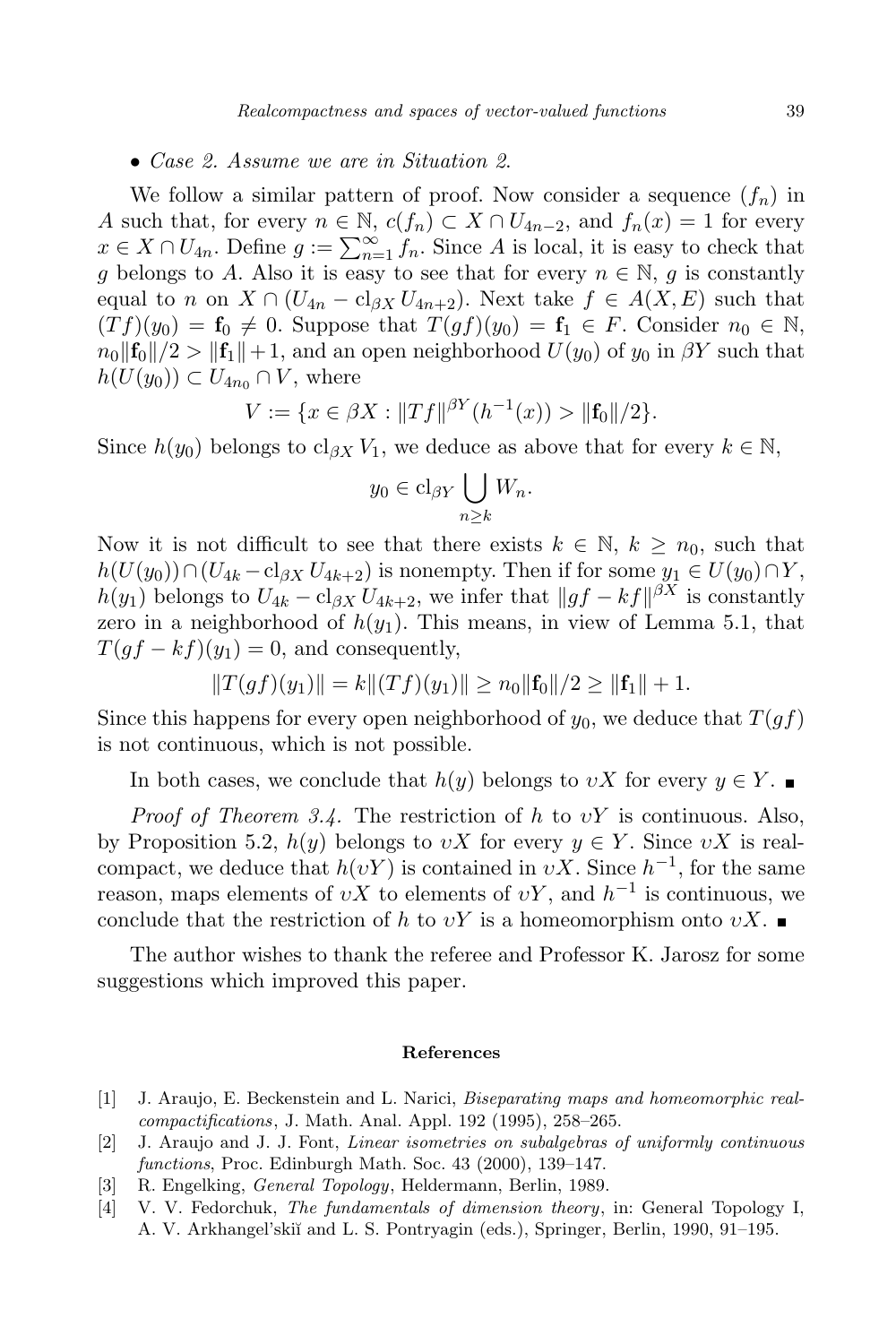• *Case 2. Assume we are in Situation 2.*

We follow a similar pattern of proof. Now consider a sequence $(f_n)$ in $A$ such that, for every $n \in \mathbb{N}$, $c(f_n) \subset X \cap U_{4n-2}$, and $f_n(x) = 1$ for every $x \in X \cap U_{4n}$. Define $g := \sum_{n=1}^{\infty} f_n$. Since $A$ is local, it is easy to check that $g$ belongs to $A$. Also it is easy to see that for every $n \in \mathbb{N}$, $g$ is constantly equal to $n$ on $X \cap (U_{4n} - \mathrm{cl}_{\beta X} U_{4n+2})$. Next take $f \in A(X, E)$ such that $(Tf)(y_0) = \mathbf{f}_0 \neq 0$. Suppose that $T(gf)(y_0) = \mathbf{f}_1 \in F$. Consider $n_0 \in \mathbb{N}$, $n_0\|\mathbf{f}_0\|/2 > \|\mathbf{f}_1\| + 1$, and an open neighborhood $U(y_0)$ of $y_0$ in $\beta Y$ such that $h(U(y_0)) \subset U_{4n_0} \cap V$, where

$$V := \{x \in \beta X : \|Tf\|^{\beta Y}(h^{-1}(x)) > \|\mathbf{f}_0\|/2\}.$$

Since $h(y_0)$ belongs to $\mathrm{cl}_{\beta X} V_1$, we deduce as above that for every $k \in \mathbb{N}$,

$$y_0 \in \mathrm{cl}_{\beta Y} \bigcup_{n \geq k} W_n.$$

Now it is not difficult to see that there exists $k \in \mathbb{N}$, $k \geq n_0$, such that $h(U(y_0)) \cap (U_{4k} - \mathrm{cl}_{\beta X} U_{4k+2})$ is nonempty. Then if for some $y_1 \in U(y_0) \cap Y$, $h(y_1)$ belongs to $U_{4k} - \mathrm{cl}_{\beta X} U_{4k+2}$, we infer that $\|gf - kf\|^{\beta X}$ is constantly zero in a neighborhood of $h(y_1)$. This means, in view of Lemma 5.1, that $T(gf - kf)(y_1) = 0$, and consequently,

$$\|T(gf)(y_1)\| = k\|(Tf)(y_1)\| \geq n_0\|\mathbf{f}_0\|/2 \geq \|\mathbf{f}_1\| + 1.$$

Since this happens for every open neighborhood of $y_0$, we deduce that $T(gf)$ is not continuous, which is not possible.

In both cases, we conclude that $h(y)$ belongs to $\upsilon X$ for every $y \in Y$. ∎

*Proof of Theorem 3.4.* The restriction of $h$ to $\upsilon Y$ is continuous. Also, by Proposition 5.2, $h(y)$ belongs to $\upsilon X$ for every $y \in Y$. Since $\upsilon X$ is realcompact, we deduce that $h(\upsilon Y)$ is contained in $\upsilon X$. Since $h^{-1}$, for the same reason, maps elements of $\upsilon X$ to elements of $\upsilon Y$, and $h^{-1}$ is continuous, we conclude that the restriction of $h$ to $\upsilon Y$ is a homeomorphism onto $\upsilon X$. ∎

The author wishes to thank the referee and Professor K. Jarosz for some suggestions which improved this paper.

## References

[1] J. Araujo, E. Beckenstein and L. Narici, *Biseparating maps and homeomorphic realcompactifications*, J. Math. Anal. Appl. 192 (1995), 258–265.

[2] J. Araujo and J. J. Font, *Linear isometries on subalgebras of uniformly continuous functions*, Proc. Edinburgh Math. Soc. 43 (2000), 139–147.

[3] R. Engelking, *General Topology*, Heldermann, Berlin, 1989.

[4] V. V. Fedorchuk, *The fundamentals of dimension theory*, in: General Topology I, A. V. Arkhangel'skiĭ and L. S. Pontryagin (eds.), Springer, Berlin, 1990, 91–195.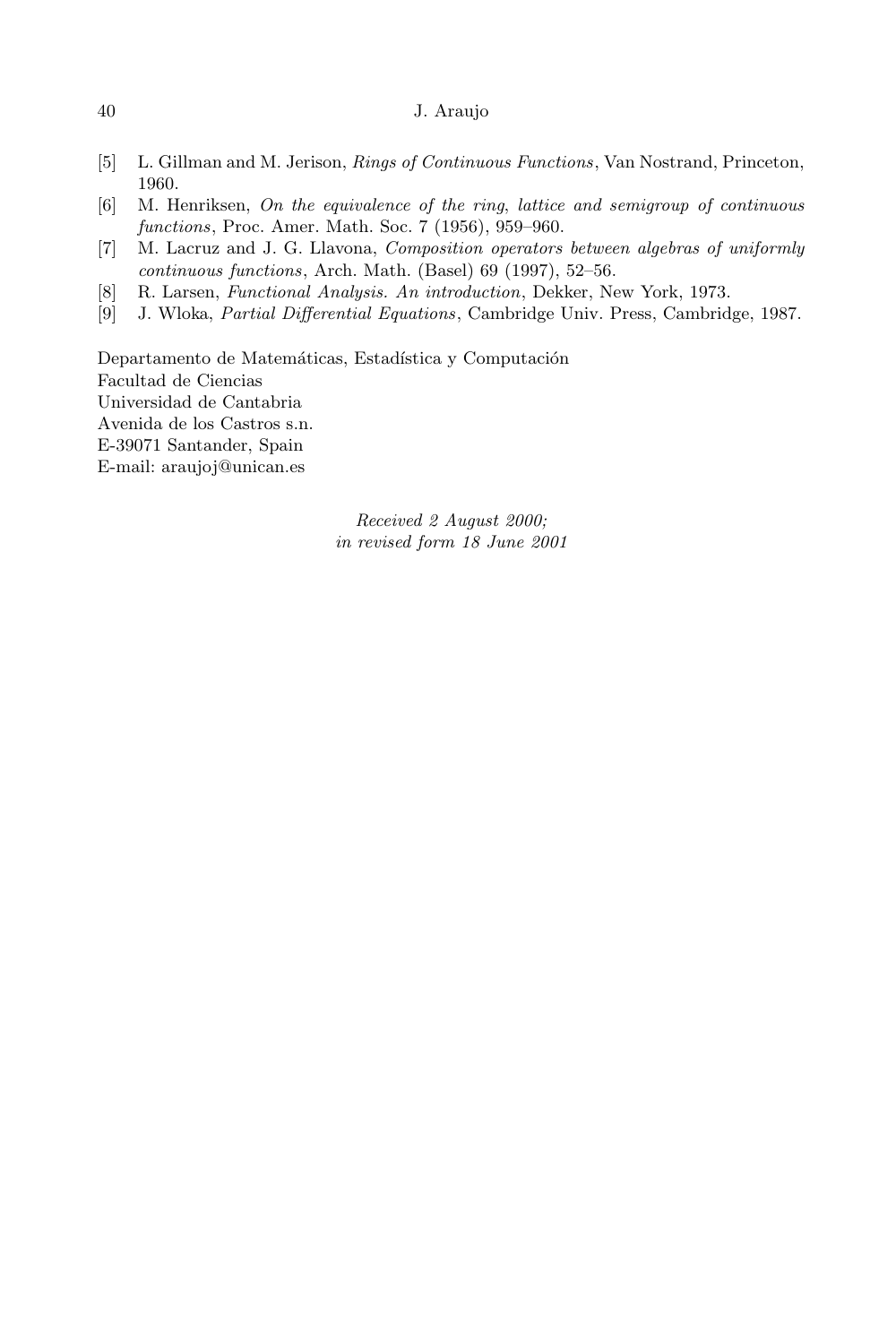[5] L. Gillman and M. Jerison, *Rings of Continuous Functions*, Van Nostrand, Princeton, 1960.

[6] M. Henriksen, *On the equivalence of the ring, lattice and semigroup of continuous functions*, Proc. Amer. Math. Soc. 7 (1956), 959–960.

[7] M. Lacruz and J. G. Llavona, *Composition operators between algebras of uniformly continuous functions*, Arch. Math. (Basel) 69 (1997), 52–56.

[8] R. Larsen, *Functional Analysis. An introduction*, Dekker, New York, 1973.

[9] J. Wloka, *Partial Differential Equations*, Cambridge Univ. Press, Cambridge, 1987.

Departamento de Matemáticas, Estadística y Computación
Facultad de Ciencias
Universidad de Cantabria
Avenida de los Castros s.n.
E-39071 Santander, Spain
E-mail: araujoj@unican.es

*Received 2 August 2000;*
*in revised form 18 June 2001*